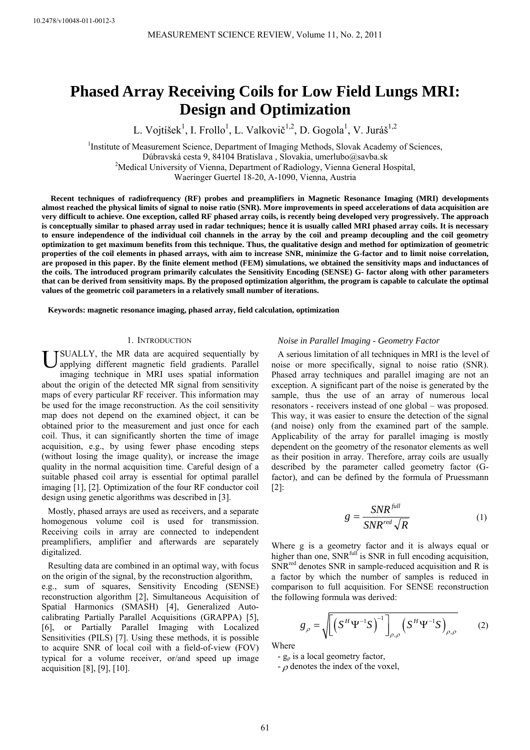10.2478/v10048-011-0012-3

# Phased Array Receiving Coils for Low Field Lungs MRI: Design and Optimization

L. Vojtíšek[1], I. Frollo[1], L. Valkovič[1,2], D. Gogola[1], V. Juráš[1,2]

[1]Institute of Measurement Science, Department of Imaging Methods, Slovak Academy of Sciences, Dúbravská cesta 9, 84104 Bratislava , Slovakia, umerlubo@savba.sk
[2]Medical University of Vienna, Department of Radiology, Vienna General Hospital, Waeringer Guertel 18-20, A-1090, Vienna, Austria

**Recent techniques of radiofrequency (RF) probes and preamplifiers in Magnetic Resonance Imaging (MRI) developments almost reached the physical limits of signal to noise ratio (SNR). More improvements in speed accelerations of data acquisition are very difficult to achieve. One exception, called RF phased array coils, is recently being developed very progressively. The approach is conceptually similar to phased array used in radar techniques; hence it is usually called MRI phased array coils. It is necessary to ensure independence of the individual coil channels in the array by the coil and preamp decoupling and the coil geometry optimization to get maximum benefits from this technique. Thus, the qualitative design and method for optimization of geometric properties of the coil elements in phased arrays, with aim to increase SNR, minimize the G-factor and to limit noise correlation, are proposed in this paper. By the finite element method (FEM) simulations, we obtained the sensitivity maps and inductances of the coils. The introduced program primarily calculates the Sensitivity Encoding (SENSE) G- factor along with other parameters that can be derived from sensitivity maps. By the proposed optimization algorithm, the program is capable to calculate the optimal values of the geometric coil parameters in a relatively small number of iterations.**

**Keywords: magnetic resonance imaging, phased array, field calculation, optimization**

## 1. Introduction

Usually, the MR data are acquired sequentially by applying different magnetic field gradients. Parallel imaging technique in MRI uses spatial information about the origin of the detected MR signal from sensitivity maps of every particular RF receiver. This information may be used for the image reconstruction. As the coil sensitivity map does not depend on the examined object, it can be obtained prior to the measurement and just once for each coil. Thus, it can significantly shorten the time of image acquisition, e.g., by using fewer phase encoding steps (without losing the image quality), or increase the image quality in the normal acquisition time. Careful design of a suitable phased coil array is essential for optimal parallel imaging [1], [2]. Optimization of the four RF conductor coil design using genetic algorithms was described in [3].

Mostly, phased arrays are used as receivers, and a separate homogenous volume coil is used for transmission. Receiving coils in array are connected to independent preamplifiers, amplifier and afterwards are separately digitalized.

Resulting data are combined in an optimal way, with focus on the origin of the signal, by the reconstruction algorithm, e.g., sum of squares, Sensitivity Encoding (SENSE) reconstruction algorithm [2], Simultaneous Acquisition of Spatial Harmonics (SMASH) [4], Generalized Auto-calibrating Partially Parallel Acquisitions (GRAPPA) [5], [6], or Partially Parallel Imaging with Localized Sensitivities (PILS) [7]. Using these methods, it is possible to acquire SNR of local coil with a field-of-view (FOV) typical for a volume receiver, or/and speed up image acquisition [8], [9], [10].

### *Noise in Parallel Imaging - Geometry Factor*

A serious limitation of all techniques in MRI is the level of noise or more specifically, signal to noise ratio (SNR). Phased array techniques and parallel imaging are not an exception. A significant part of the noise is generated by the sample, thus the use of an array of numerous local resonators - receivers instead of one global – was proposed. This way, it was easier to ensure the detection of the signal (and noise) only from the examined part of the sample. Applicability of the array for parallel imaging is mostly dependent on the geometry of the resonator elements as well as their position in array. Therefore, array coils are usually described by the parameter called geometry factor (G-factor), and can be defined by the formula of Pruessmann [2]:

$$g = \frac{SNR^{full}}{SNR^{red}\sqrt{R}} \tag{1}$$

Where g is a geometry factor and it is always equal or higher than one, $SNR^{full}$ is SNR in full encoding acquisition, $SNR^{red}$ denotes SNR in sample-reduced acquisition and R is a factor by which the number of samples is reduced in comparison to full acquisition. For SENSE reconstruction the following formula was derived:

$$g_{\rho} = \sqrt{\left[\left(S^{H}\Psi^{-1}S\right)^{-1}\right]_{\rho,\rho}\left(S^{H}\Psi^{-1}S\right)_{\rho,\rho}} \tag{2}$$

Where

- $g_{\rho}$ is a local geometry factor,
- $\rho$ denotes the index of the voxel,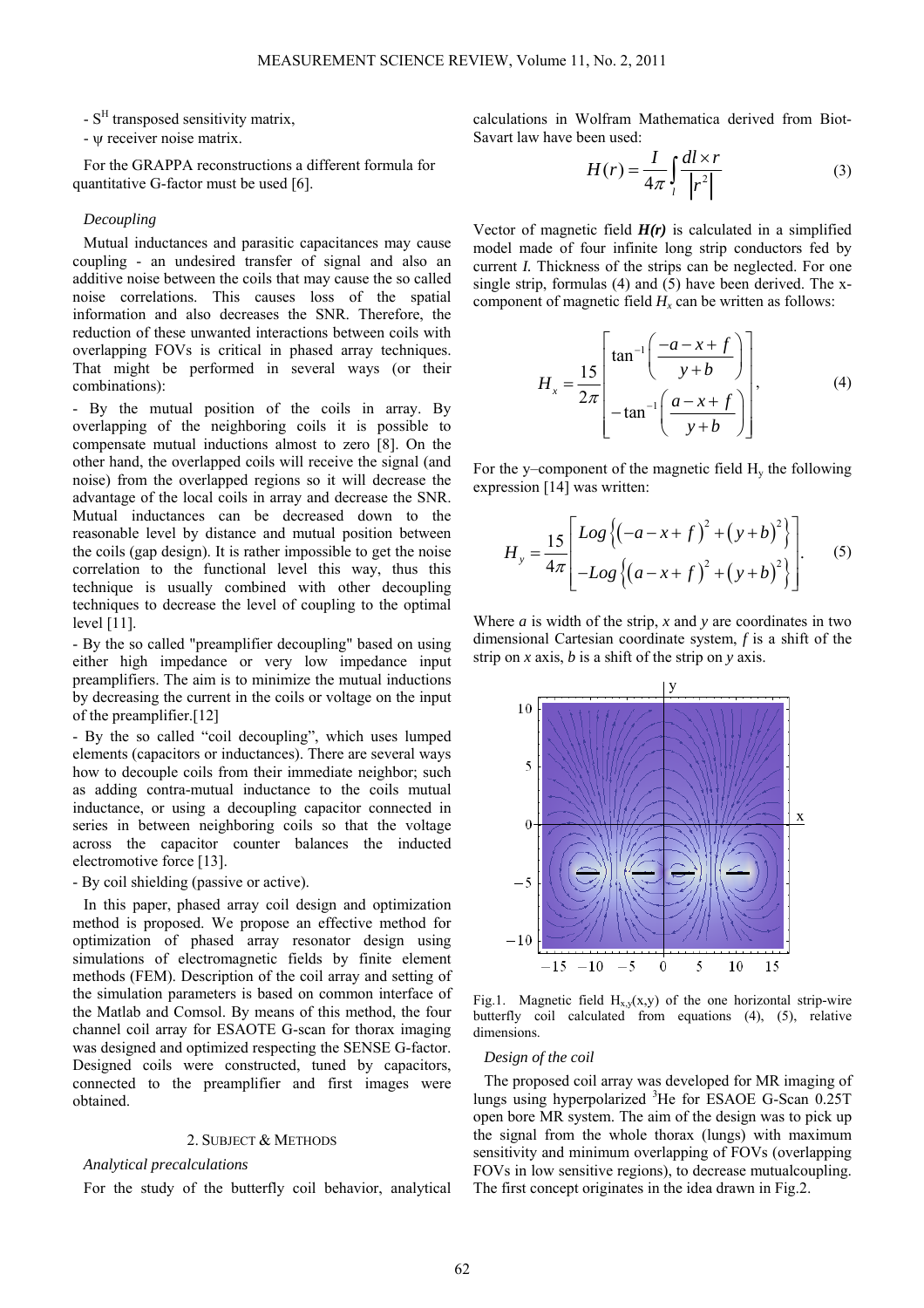- $S^H$ transposed sensitivity matrix,

- ψ receiver noise matrix.

For the GRAPPA reconstructions a different formula for quantitative G-factor must be used [6].

*Decoupling*

Mutual inductances and parasitic capacitances may cause coupling - an undesired transfer of signal and also an additive noise between the coils that may cause the so called noise correlations. This causes loss of the spatial information and also decreases the SNR. Therefore, the reduction of these unwanted interactions between coils with overlapping FOVs is critical in phased array techniques. That might be performed in several ways (or their combinations):

- By the mutual position of the coils in array. By overlapping of the neighboring coils it is possible to compensate mutual inductions almost to zero [8]. On the other hand, the overlapped coils will receive the signal (and noise) from the overlapped regions so it will decrease the advantage of the local coils in array and decrease the SNR. Mutual inductances can be decreased down to the reasonable level by distance and mutual position between the coils (gap design). It is rather impossible to get the noise correlation to the functional level this way, thus this technique is usually combined with other decoupling techniques to decrease the level of coupling to the optimal level [11].

- By the so called "preamplifier decoupling" based on using either high impedance or very low impedance input preamplifiers. The aim is to minimize the mutual inductions by decreasing the current in the coils or voltage on the input of the preamplifier.[12]

- By the so called "coil decoupling", which uses lumped elements (capacitors or inductances). There are several ways how to decouple coils from their immediate neighbor; such as adding contra-mutual inductance to the coils mutual inductance, or using a decoupling capacitor connected in series in between neighboring coils so that the voltage across the capacitor counter balances the inducted electromotive force [13].

- By coil shielding (passive or active).

In this paper, phased array coil design and optimization method is proposed. We propose an effective method for optimization of phased array resonator design using simulations of electromagnetic fields by finite element methods (FEM). Description of the coil array and setting of the simulation parameters is based on common interface of the Matlab and Comsol. By means of this method, the four channel coil array for ESAOTE G-scan for thorax imaging was designed and optimized respecting the SENSE G-factor. Designed coils were constructed, tuned by capacitors, connected to the preamplifier and first images were obtained.

## 2. Subject & Methods

*Analytical precalculations*

For the study of the butterfly coil behavior, analytical calculations in Wolfram Mathematica derived from Biot-Savart law have been used:

$$H(r) = \frac{I}{4\pi} \int_{l} \frac{dl \times r}{\left| r^2 \right|} \tag{3}$$

Vector of magnetic field ***H(r)*** is calculated in a simplified model made of four infinite long strip conductors fed by current *I*. Thickness of the strips can be neglected. For one single strip, formulas (4) and (5) have been derived. The x-component of magnetic field $H_x$ can be written as follows:

$$H_x = \frac{15}{2\pi} \left[ \begin{array}{l} \tan^{-1}\left( \dfrac{-a-x+f}{y+b} \right) \\ -\tan^{-1}\left( \dfrac{a-x+f}{y+b} \right) \end{array} \right], \tag{4}$$

For the y–component of the magnetic field $H_y$ the following expression [14] was written:

$$H_y = \frac{15}{4\pi} \left[ \begin{array}{l} Log\left\{ \left(-a-x+f\right)^2 + \left(y+b\right)^2 \right\} \\ -Log\left\{ \left(a-x+f\right)^2 + \left(y+b\right)^2 \right\} \end{array} \right]. \tag{5}$$

Where *a* is width of the strip, *x* and *y* are coordinates in two dimensional Cartesian coordinate system, *f* is a shift of the strip on *x* axis, *b* is a shift of the strip on *y* axis.

Fig.1. Magnetic field $H_{x,y}(x,y)$ of the one horizontal strip-wire butterfly coil calculated from equations (4), (5), relative dimensions.

*Design of the coil*

The proposed coil array was developed for MR imaging of lungs using hyperpolarized $^3$He for ESAOE G-Scan 0.25T open bore MR system. The aim of the design was to pick up the signal from the whole thorax (lungs) with maximum sensitivity and minimum overlapping of FOVs (overlapping FOVs in low sensitive regions), to decrease mutualcoupling. The first concept originates in the idea drawn in Fig.2.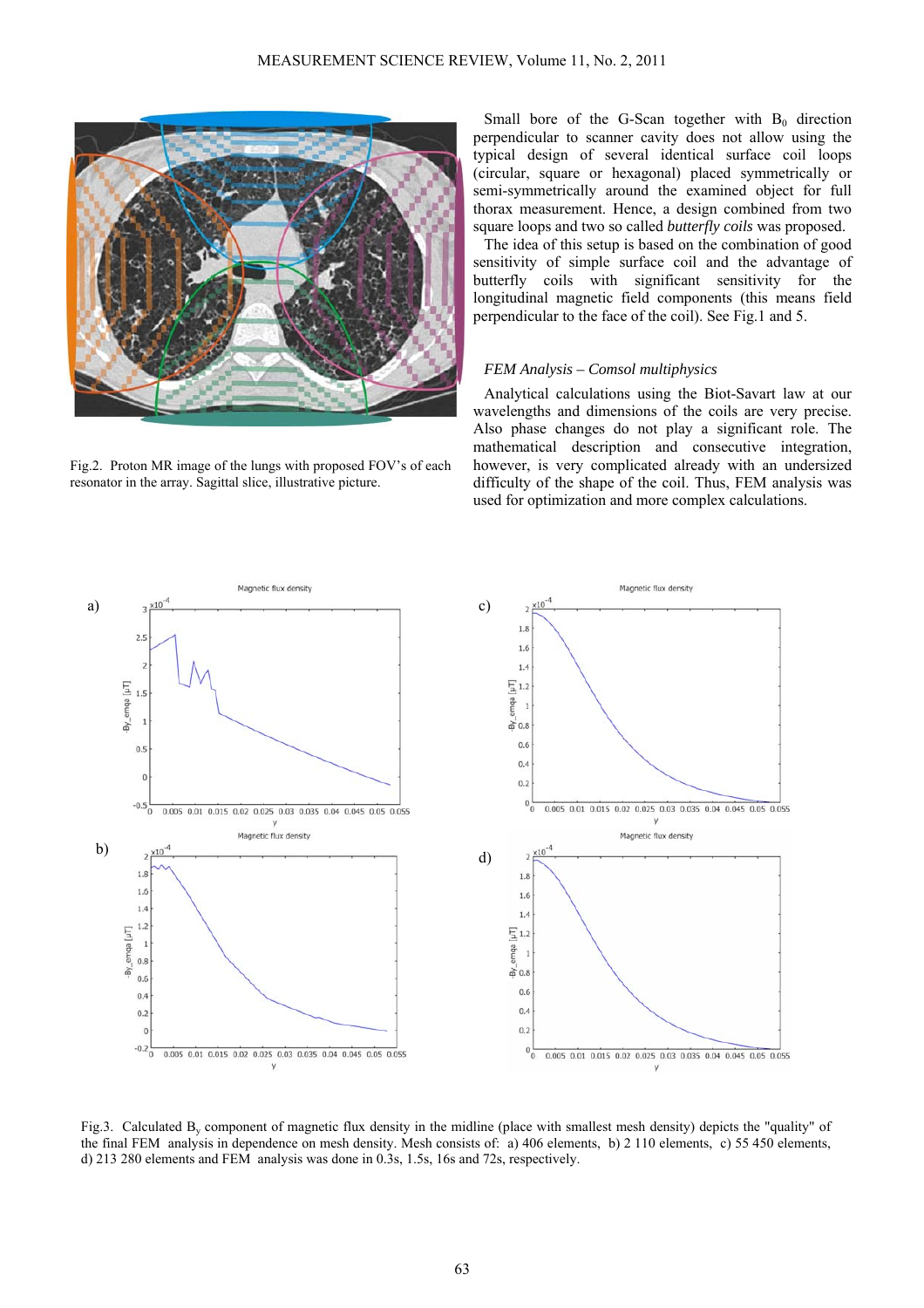Fig.2. Proton MR image of the lungs with proposed FOV's of each resonator in the array. Sagittal slice, illustrative picture.

Small bore of the G-Scan together with $B_0$ direction perpendicular to scanner cavity does not allow using the typical design of several identical surface coil loops (circular, square or hexagonal) placed symmetrically or semi-symmetrically around the examined object for full thorax measurement. Hence, a design combined from two square loops and two so called *butterfly coils* was proposed.

The idea of this setup is based on the combination of good sensitivity of simple surface coil and the advantage of butterfly coils with significant sensitivity for the longitudinal magnetic field components (this means field perpendicular to the face of the coil). See Fig.1 and 5.

*FEM Analysis – Comsol multiphysics*

Analytical calculations using the Biot-Savart law at our wavelengths and dimensions of the coils are very precise. Also phase changes do not play a significant role. The mathematical description and consecutive integration, however, is very complicated already with an undersized difficulty of the shape of the coil. Thus, FEM analysis was used for optimization and more complex calculations.

Fig.3. Calculated $B_y$ component of magnetic flux density in the midline (place with smallest mesh density) depicts the "quality" of the final FEM analysis in dependence on mesh density. Mesh consists of: a) 406 elements, b) 2 110 elements, c) 55 450 elements, d) 213 280 elements and FEM analysis was done in 0.3s, 1.5s, 16s and 72s, respectively.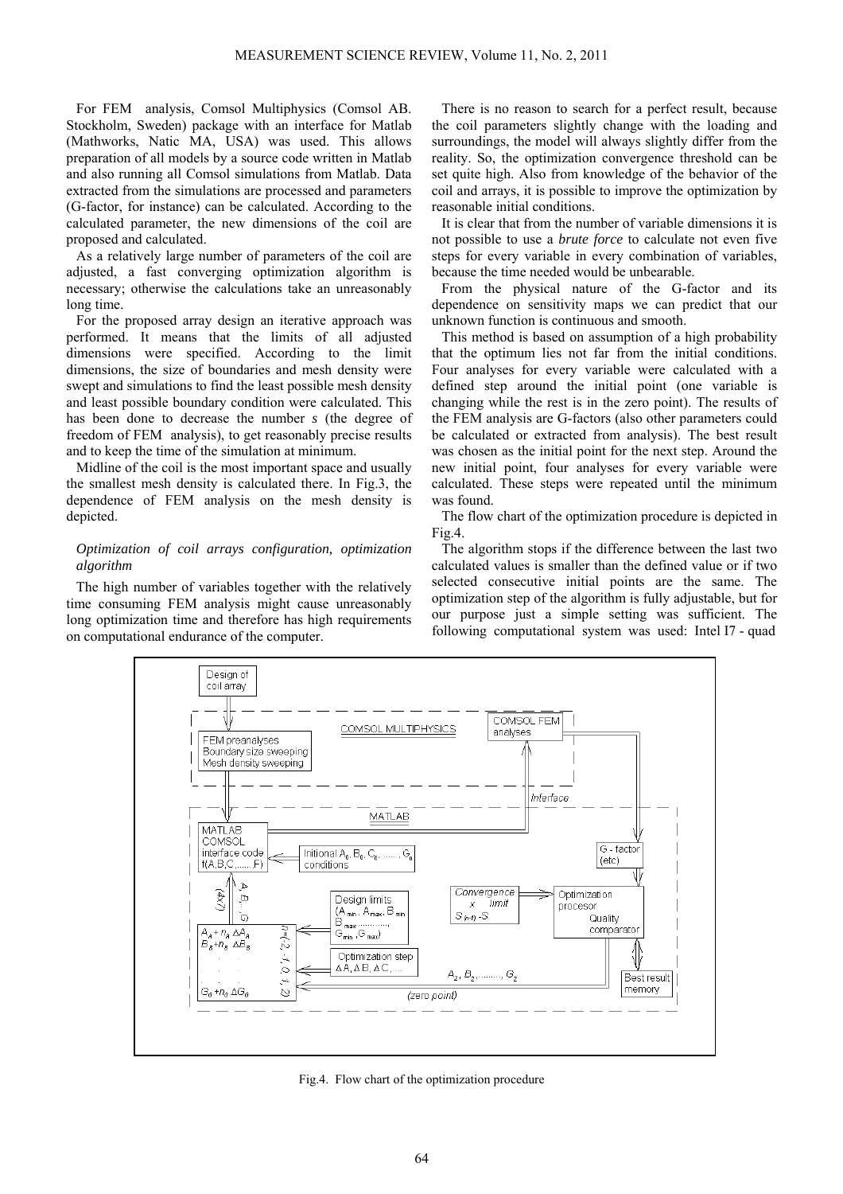For FEM analysis, Comsol Multiphysics (Comsol AB. Stockholm, Sweden) package with an interface for Matlab (Mathworks, Natic MA, USA) was used. This allows preparation of all models by a source code written in Matlab and also running all Comsol simulations from Matlab. Data extracted from the simulations are processed and parameters (G-factor, for instance) can be calculated. According to the calculated parameter, the new dimensions of the coil are proposed and calculated.

As a relatively large number of parameters of the coil are adjusted, a fast converging optimization algorithm is necessary; otherwise the calculations take an unreasonably long time.

For the proposed array design an iterative approach was performed. It means that the limits of all adjusted dimensions were specified. According to the limit dimensions, the size of boundaries and mesh density were swept and simulations to find the least possible mesh density and least possible boundary condition were calculated. This has been done to decrease the number *s* (the degree of freedom of FEM analysis), to get reasonably precise results and to keep the time of the simulation at minimum.

Midline of the coil is the most important space and usually the smallest mesh density is calculated there. In Fig.3, the dependence of FEM analysis on the mesh density is depicted.

### *Optimization of coil arrays configuration, optimization algorithm*

The high number of variables together with the relatively time consuming FEM analysis might cause unreasonably long optimization time and therefore has high requirements on computational endurance of the computer.

There is no reason to search for a perfect result, because the coil parameters slightly change with the loading and surroundings, the model will always slightly differ from the reality. So, the optimization convergence threshold can be set quite high. Also from knowledge of the behavior of the coil and arrays, it is possible to improve the optimization by reasonable initial conditions.

It is clear that from the number of variable dimensions it is not possible to use a *brute force* to calculate not even five steps for every variable in every combination of variables, because the time needed would be unbearable.

From the physical nature of the G-factor and its dependence on sensitivity maps we can predict that our unknown function is continuous and smooth.

This method is based on assumption of a high probability that the optimum lies not far from the initial conditions. Four analyses for every variable were calculated with a defined step around the initial point (one variable is changing while the rest is in the zero point). The results of the FEM analysis are G-factors (also other parameters could be calculated or extracted from analysis). The best result was chosen as the initial point for the next step. Around the new initial point, four analyses for every variable were calculated. These steps were repeated until the minimum was found.

The flow chart of the optimization procedure is depicted in Fig.4.

The algorithm stops if the difference between the last two calculated values is smaller than the defined value or if two selected consecutive initial points are the same. The optimization step of the algorithm is fully adjustable, but for our purpose just a simple setting was sufficient. The following computational system was used: Intel I7 - quad

Fig.4. Flow chart of the optimization procedure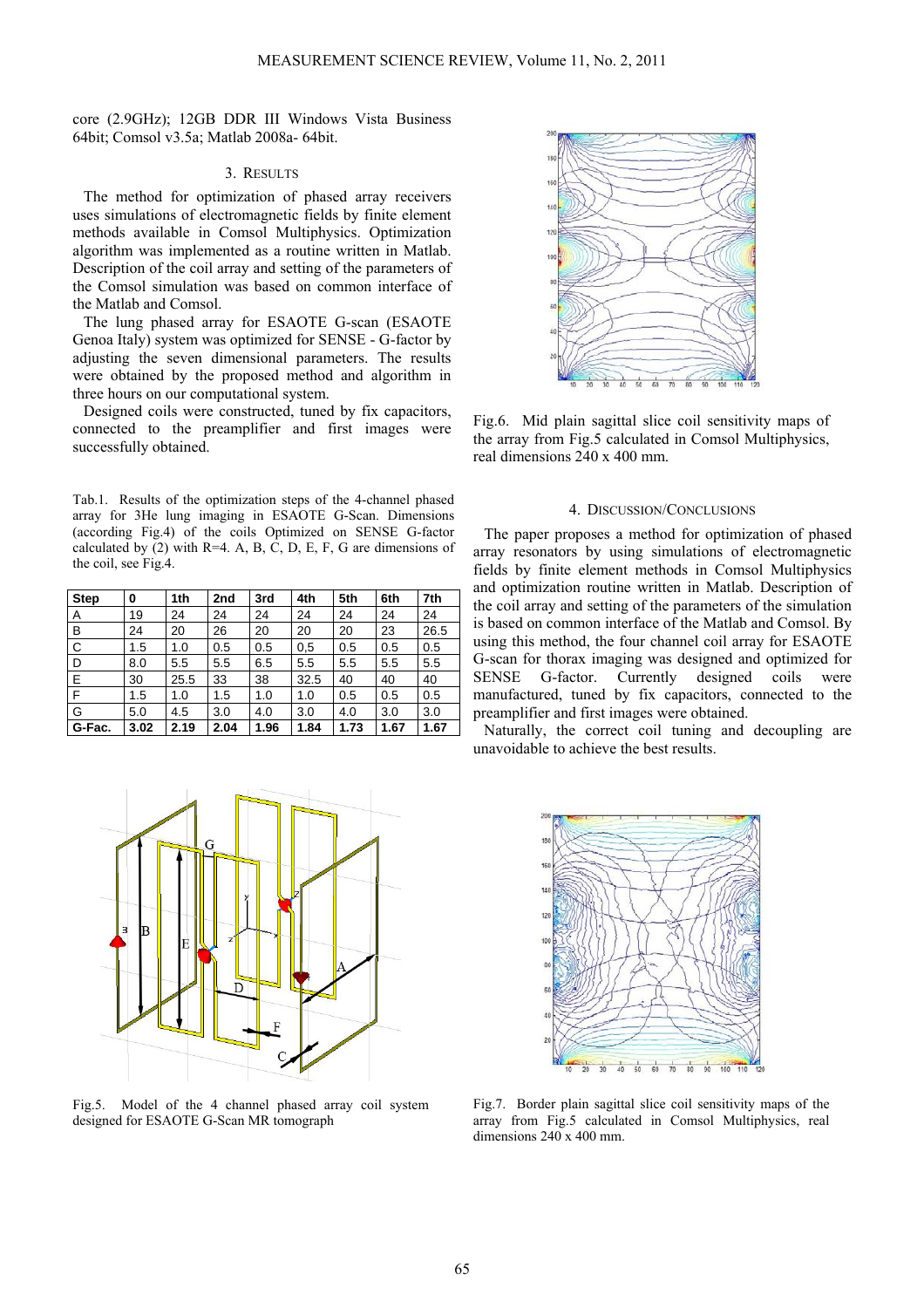core (2.9GHz); 12GB DDR III Windows Vista Business 64bit; Comsol v3.5a; Matlab 2008a- 64bit.

## 3. Results

The method for optimization of phased array receivers uses simulations of electromagnetic fields by finite element methods available in Comsol Multiphysics. Optimization algorithm was implemented as a routine written in Matlab. Description of the coil array and setting of the parameters of the Comsol simulation was based on common interface of the Matlab and Comsol.

The lung phased array for ESAOTE G-scan (ESAOTE Genoa Italy) system was optimized for SENSE - G-factor by adjusting the seven dimensional parameters. The results were obtained by the proposed method and algorithm in three hours on our computational system.

Designed coils were constructed, tuned by fix capacitors, connected to the preamplifier and first images were successfully obtained.

Tab.1. Results of the optimization steps of the 4-channel phased array for 3He lung imaging in ESAOTE G-Scan. Dimensions (according Fig.4) of the coils Optimized on SENSE G-factor calculated by (2) with R=4. A, B, C, D, E, F, G are dimensions of the coil, see Fig.4.

| **Step** | **0** | **1th** | **2nd** | **3rd** | **4th** | **5th** | **6th** | **7th** |
|---|---|---|---|---|---|---|---|---|
| A | 19 | 24 | 24 | 24 | 24 | 24 | 24 | 24 |
| B | 24 | 20 | 26 | 20 | 20 | 20 | 23 | 26.5 |
| C | 1.5 | 1.0 | 0.5 | 0.5 | 0,5 | 0.5 | 0.5 | 0.5 |
| D | 8.0 | 5.5 | 5.5 | 6.5 | 5.5 | 5.5 | 5.5 | 5.5 |
| E | 30 | 25.5 | 33 | 38 | 32.5 | 40 | 40 | 40 |
| F | 1.5 | 1.0 | 1.5 | 1.0 | 1.0 | 0.5 | 0.5 | 0.5 |
| G | 5.0 | 4.5 | 3.0 | 4.0 | 3.0 | 4.0 | 3.0 | 3.0 |
| **G-Fac.** | **3.02** | **2.19** | **2.04** | **1.96** | **1.84** | **1.73** | **1.67** | **1.67** |

Fig.5. Model of the 4 channel phased array coil system designed for ESAOTE G-Scan MR tomograph

Fig.6. Mid plain sagittal slice coil sensitivity maps of the array from Fig.5 calculated in Comsol Multiphysics, real dimensions 240 x 400 mm.

## 4. Discussion/Conclusions

The paper proposes a method for optimization of phased array resonators by using simulations of electromagnetic fields by finite element methods in Comsol Multiphysics and optimization routine written in Matlab. Description of the coil array and setting of the parameters of the simulation is based on common interface of the Matlab and Comsol. By using this method, the four channel coil array for ESAOTE G-scan for thorax imaging was designed and optimized for SENSE G-factor. Currently designed coils were manufactured, tuned by fix capacitors, connected to the preamplifier and first images were obtained.

Naturally, the correct coil tuning and decoupling are unavoidable to achieve the best results.

Fig.7. Border plain sagittal slice coil sensitivity maps of the array from Fig.5 calculated in Comsol Multiphysics, real dimensions 240 x 400 mm.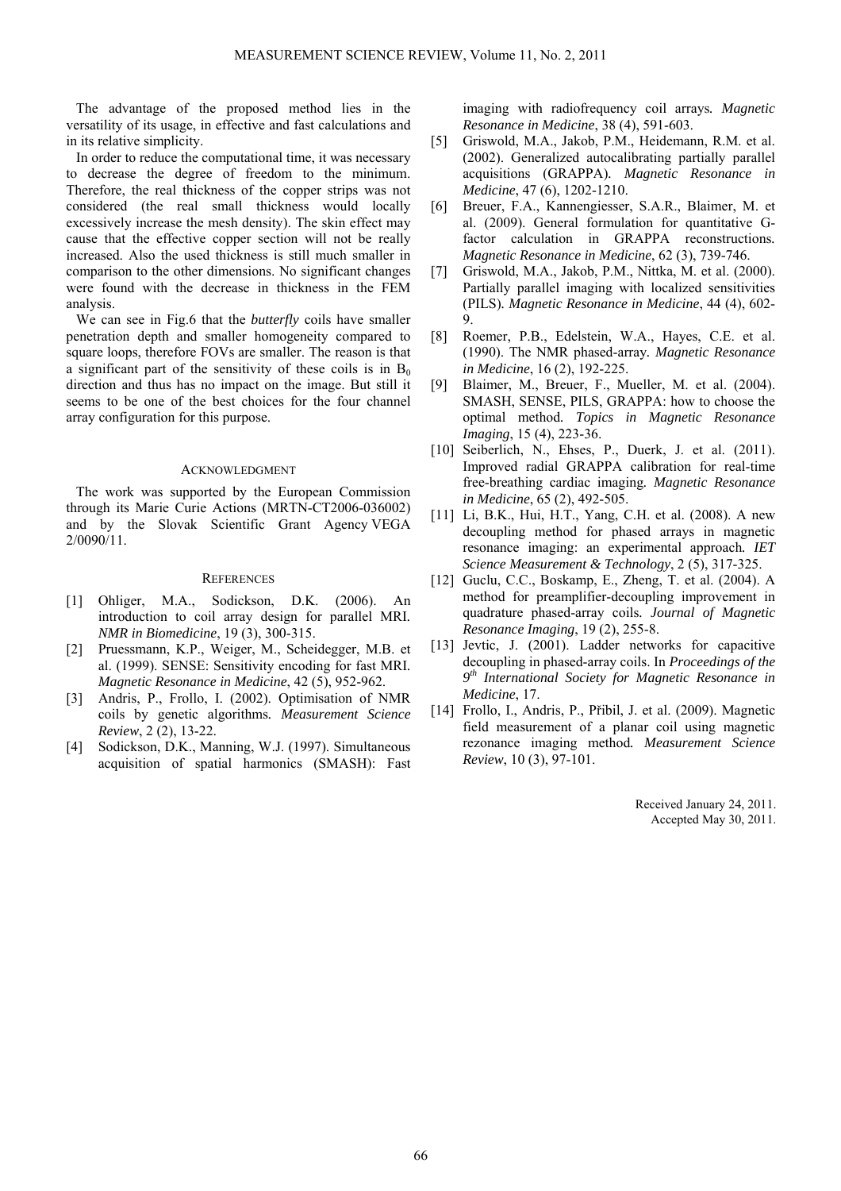The advantage of the proposed method lies in the versatility of its usage, in effective and fast calculations and in its relative simplicity.

In order to reduce the computational time, it was necessary to decrease the degree of freedom to the minimum. Therefore, the real thickness of the copper strips was not considered (the real small thickness would locally excessively increase the mesh density). The skin effect may cause that the effective copper section will not be really increased. Also the used thickness is still much smaller in comparison to the other dimensions. No significant changes were found with the decrease in thickness in the FEM analysis.

We can see in Fig.6 that the *butterfly* coils have smaller penetration depth and smaller homogeneity compared to square loops, therefore FOVs are smaller. The reason is that a significant part of the sensitivity of these coils is in $B_0$ direction and thus has no impact on the image. But still it seems to be one of the best choices for the four channel array configuration for this purpose.

## ACKNOWLEDGMENT

The work was supported by the European Commission through its Marie Curie Actions (MRTN-CT2006-036002) and by the Slovak Scientific Grant Agency VEGA 2/0090/11.

## REFERENCES

[1] Ohliger, M.A., Sodickson, D.K. (2006). An introduction to coil array design for parallel MRI. *NMR in Biomedicine*, 19 (3), 300-315.

[2] Pruessmann, K.P., Weiger, M., Scheidegger, M.B. et al. (1999). SENSE: Sensitivity encoding for fast MRI. *Magnetic Resonance in Medicine*, 42 (5), 952-962.

[3] Andris, P., Frollo, I. (2002). Optimisation of NMR coils by genetic algorithms. *Measurement Science Review*, 2 (2), 13-22.

[4] Sodickson, D.K., Manning, W.J. (1997). Simultaneous acquisition of spatial harmonics (SMASH): Fast imaging with radiofrequency coil arrays. *Magnetic Resonance in Medicine*, 38 (4), 591-603.

[5] Griswold, M.A., Jakob, P.M., Heidemann, R.M. et al. (2002). Generalized autocalibrating partially parallel acquisitions (GRAPPA). *Magnetic Resonance in Medicine*, 47 (6), 1202-1210.

[6] Breuer, F.A., Kannengiesser, S.A.R., Blaimer, M. et al. (2009). General formulation for quantitative G-factor calculation in GRAPPA reconstructions. *Magnetic Resonance in Medicine*, 62 (3), 739-746.

[7] Griswold, M.A., Jakob, P.M., Nittka, M. et al. (2000). Partially parallel imaging with localized sensitivities (PILS). *Magnetic Resonance in Medicine*, 44 (4), 602-9.

[8] Roemer, P.B., Edelstein, W.A., Hayes, C.E. et al. (1990). The NMR phased-array. *Magnetic Resonance in Medicine*, 16 (2), 192-225.

[9] Blaimer, M., Breuer, F., Mueller, M. et al. (2004). SMASH, SENSE, PILS, GRAPPA: how to choose the optimal method. *Topics in Magnetic Resonance Imaging*, 15 (4), 223-36.

[10] Seiberlich, N., Ehses, P., Duerk, J. et al. (2011). Improved radial GRAPPA calibration for real-time free-breathing cardiac imaging. *Magnetic Resonance in Medicine*, 65 (2), 492-505.

[11] Li, B.K., Hui, H.T., Yang, C.H. et al. (2008). A new decoupling method for phased arrays in magnetic resonance imaging: an experimental approach. *IET Science Measurement & Technology*, 2 (5), 317-325.

[12] Guclu, C.C., Boskamp, E., Zheng, T. et al. (2004). A method for preamplifier-decoupling improvement in quadrature phased-array coils. *Journal of Magnetic Resonance Imaging*, 19 (2), 255-8.

[13] Jevtic, J. (2001). Ladder networks for capacitive decoupling in phased-array coils. In *Proceedings of the 9th International Society for Magnetic Resonance in Medicine*, 17.

[14] Frollo, I., Andris, P., Přibil, J. et al. (2009). Magnetic field measurement of a planar coil using magnetic rezonance imaging method. *Measurement Science Review*, 10 (3), 97-101.

Received January 24, 2011.
Accepted May 30, 2011.